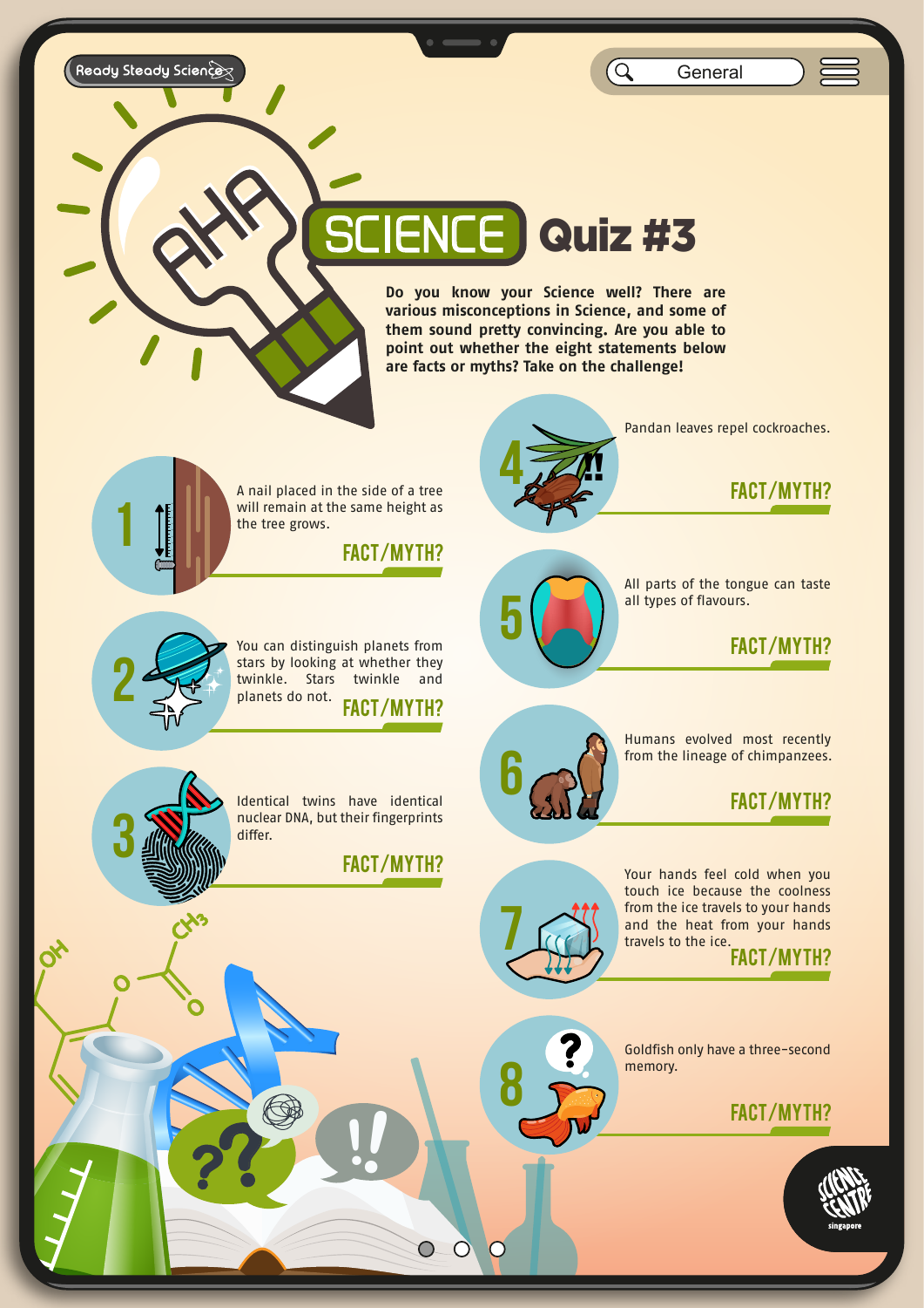Ready Steady Science

General

# AHA SCIENCE Quiz #3

**Do you know your Science well? There are various misconceptions in Science, and some of them sound pretty convincing. Are you able to point out whether the eight statements below are facts or myths? Take on the challenge!**

1. A nail placed in the side of a tree will remain at the same height as the tree grows.

   FACT/MYTH?

2. You can distinguish planets from stars by looking at whether they twinkle. Stars twinkle and planets do not.

   FACT/MYTH?

3. Identical twins have identical nuclear DNA, but their fingerprints differ.

   FACT/MYTH?

4. Pandan leaves repel cockroaches.

   FACT/MYTH?

5. All parts of the tongue can taste all types of flavours.

   FACT/MYTH?

6. Humans evolved most recently from the lineage of chimpanzees.

   FACT/MYTH?

7. Your hands feel cold when you touch ice because the coolness from the ice travels to your hands and the heat from your hands travels to the ice.

   FACT/MYTH?

8. Goldfish only have a three-second memory.

   FACT/MYTH?

Science Centre Singapore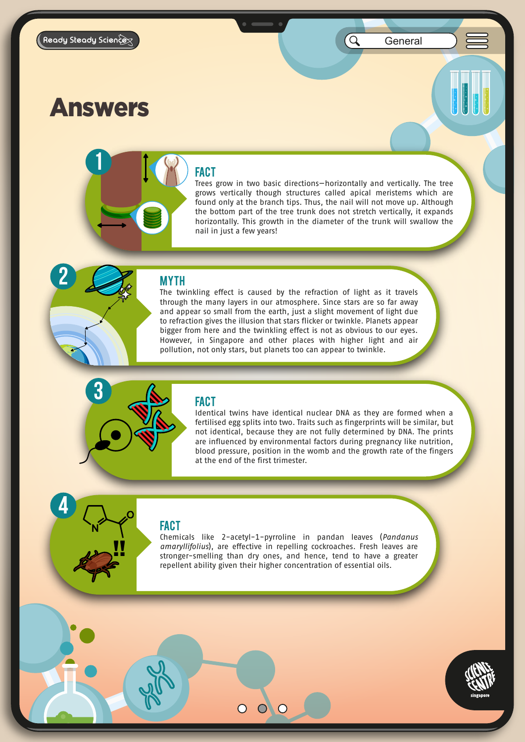# Answers

## 1

### FACT

Trees grow in two basic directions—horizontally and vertically. The tree grows vertically though structures called apical meristems which are found only at the branch tips. Thus, the nail will not move up. Although the bottom part of the tree trunk does not stretch vertically, it expands horizontally. This growth in the diameter of the trunk will swallow the nail in just a few years!

## 2

### MYTH

The twinkling effect is caused by the refraction of light as it travels through the many layers in our atmosphere. Since stars are so far away and appear so small from the earth, just a slight movement of light due to refraction gives the illusion that stars flicker or twinkle. Planets appear bigger from here and the twinkling effect is not as obvious to our eyes. However, in Singapore and other places with higher light and air pollution, not only stars, but planets too can appear to twinkle.

## 3

### FACT

Identical twins have identical nuclear DNA as they are formed when a fertilised egg splits into two. Traits such as fingerprints will be similar, but not identical, because they are not fully determined by DNA. The prints are influenced by environmental factors during pregnancy like nutrition, blood pressure, position in the womb and the growth rate of the fingers at the end of the first trimester.

## 4

### FACT

Chemicals like 2-acetyl-1-pyrroline in pandan leaves (*Pandanus amaryllifolius*), are effective in repelling cockroaches. Fresh leaves are stronger-smelling than dry ones, and hence, tend to have a greater repellent ability given their higher concentration of essential oils.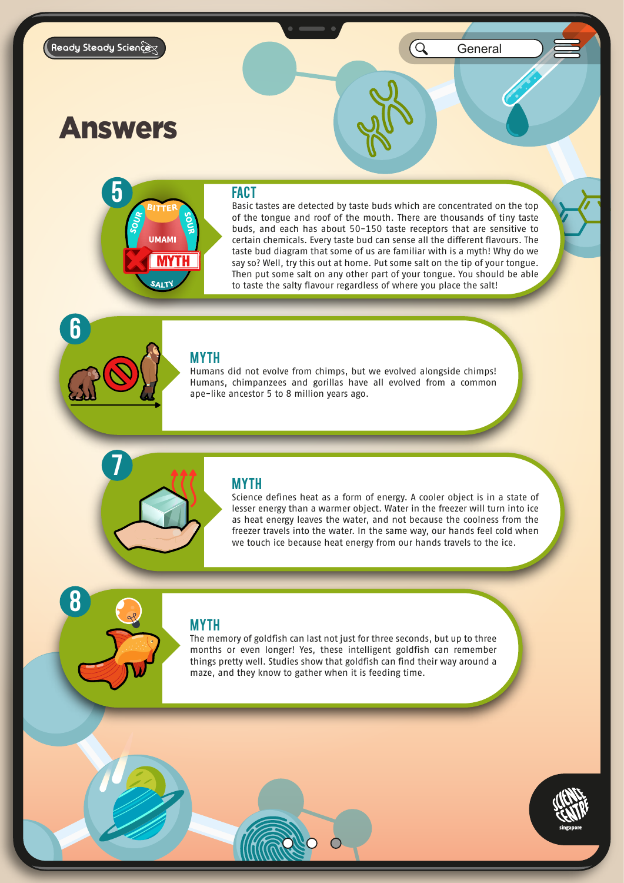# Answers

## 5

### FACT

Basic tastes are detected by taste buds which are concentrated on the top of the tongue and roof of the mouth. There are thousands of tiny taste buds, and each has about 50–150 taste receptors that are sensitive to certain chemicals. Every taste bud can sense all the different flavours. The taste bud diagram that some of us are familiar with is a myth! Why do we say so? Well, try this out at home. Put some salt on the tip of your tongue. Then put some salt on any other part of your tongue. You should be able to taste the salty flavour regardless of where you place the salt!

## 6

### MYTH

Humans did not evolve from chimps, but we evolved alongside chimps! Humans, chimpanzees and gorillas have all evolved from a common ape-like ancestor 5 to 8 million years ago.

## 7

### MYTH

Science defines heat as a form of energy. A cooler object is in a state of lesser energy than a warmer object. Water in the freezer will turn into ice as heat energy leaves the water, and not because the coolness from the freezer travels into the water. In the same way, our hands feel cold when we touch ice because heat energy from our hands travels to the ice.

## 8

### MYTH

The memory of goldfish can last not just for three seconds, but up to three months or even longer! Yes, these intelligent goldfish can remember things pretty well. Studies show that goldfish can find their way around a maze, and they know to gather when it is feeding time.